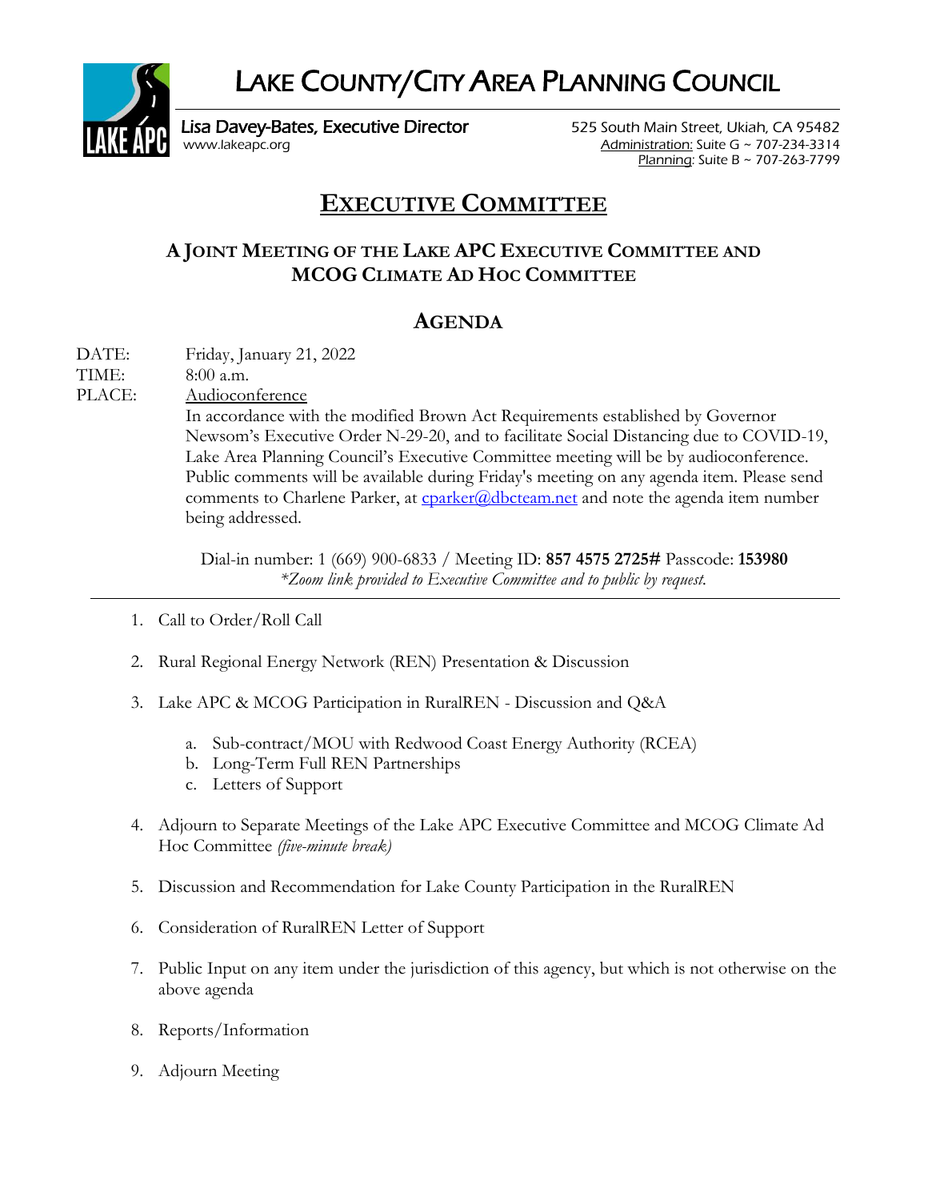# LAKE COUNTY/CITY AREA PLANNING COUNCIL

Lisa Davey-Bates, Executive Director
www.lakeapc.org

525 South Main Street, Ukiah, CA 95482
Administration: Suite G ~ 707-234-3314
Planning: Suite B ~ 707-263-7799

## EXECUTIVE COMMITTEE

### A JOINT MEETING OF THE LAKE APC EXECUTIVE COMMITTEE AND MCOG CLIMATE AD HOC COMMITTEE

## AGENDA

DATE: Friday, January 21, 2022

TIME: 8:00 a.m.

PLACE: Audioconference

In accordance with the modified Brown Act Requirements established by Governor Newsom's Executive Order N-29-20, and to facilitate Social Distancing due to COVID-19, Lake Area Planning Council's Executive Committee meeting will be by audioconference. Public comments will be available during Friday's meeting on any agenda item. Please send comments to Charlene Parker, at cparker@dbcteam.net and note the agenda item number being addressed.

Dial-in number: 1 (669) 900-6833 / Meeting ID: **857 4575 2725#** Passcode: **153980**

*\*Zoom link provided to Executive Committee and to public by request.*

---

1. Call to Order/Roll Call
2. Rural Regional Energy Network (REN) Presentation & Discussion
3. Lake APC & MCOG Participation in RuralREN - Discussion and Q&A
    a. Sub-contract/MOU with Redwood Coast Energy Authority (RCEA)
    b. Long-Term Full REN Partnerships
    c. Letters of Support
4. Adjourn to Separate Meetings of the Lake APC Executive Committee and MCOG Climate Ad Hoc Committee *(five-minute break)*
5. Discussion and Recommendation for Lake County Participation in the RuralREN
6. Consideration of RuralREN Letter of Support
7. Public Input on any item under the jurisdiction of this agency, but which is not otherwise on the above agenda
8. Reports/Information
9. Adjourn Meeting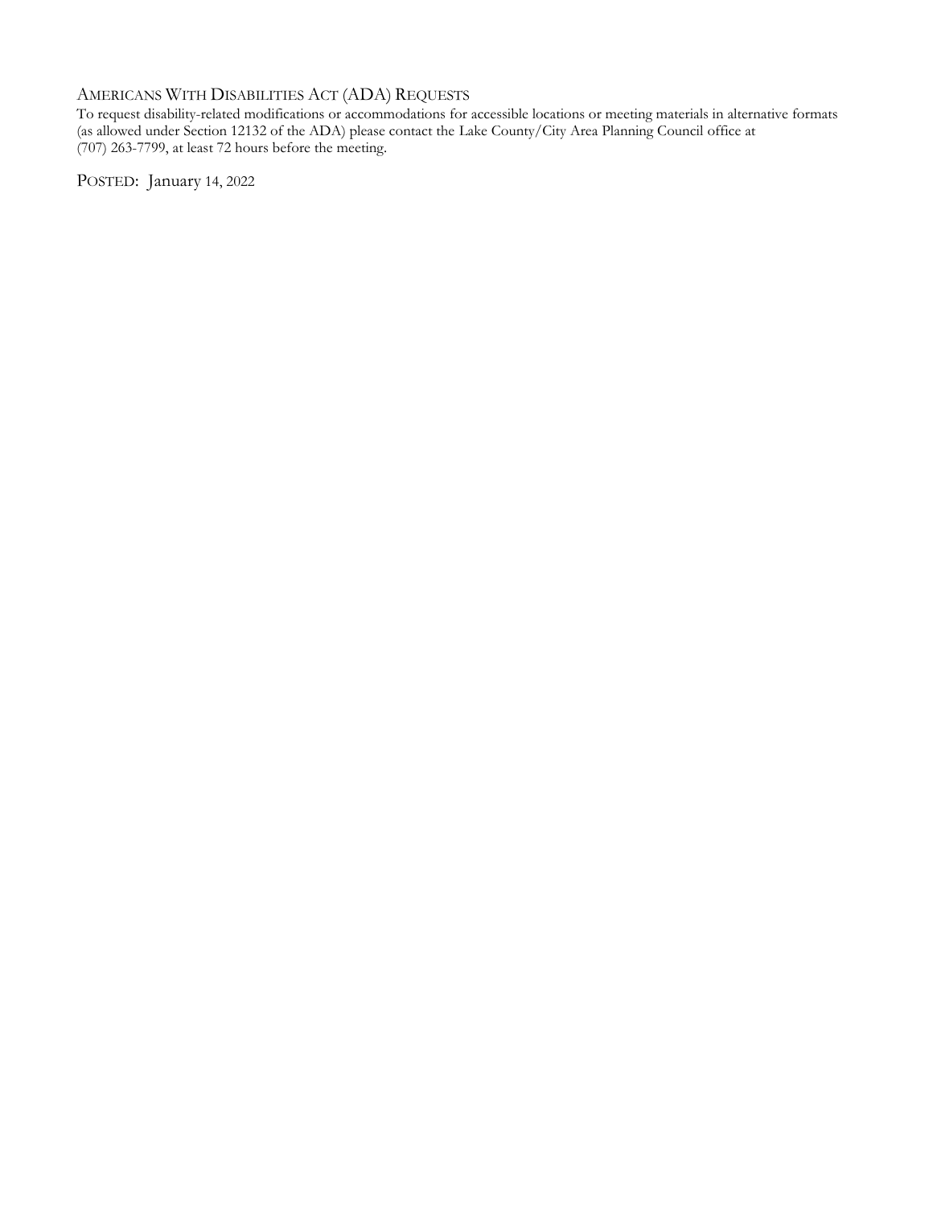## AMERICANS WITH DISABILITIES ACT (ADA) REQUESTS

To request disability-related modifications or accommodations for accessible locations or meeting materials in alternative formats (as allowed under Section 12132 of the ADA) please contact the Lake County/City Area Planning Council office at (707) 263-7799, at least 72 hours before the meeting.

POSTED: January 14, 2022